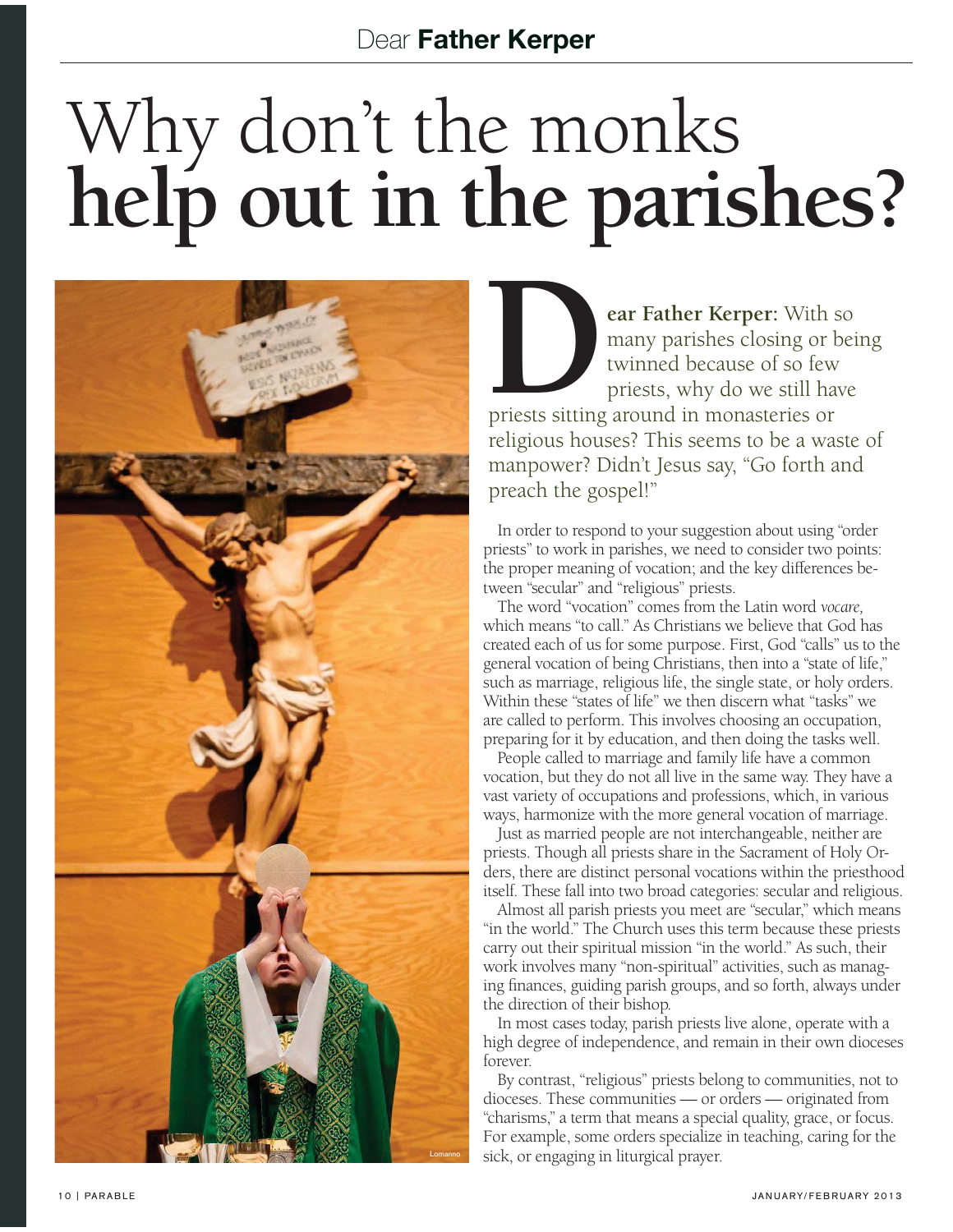# Why don't the monks **help out in the parishes?**

**Dear Father Kerper:** With so many parishes closing or being twinned because of so few priests, why do we still have priests sitting around in monasteries or religious houses? This seems to be a waste of manpower? Didn't Jesus say, "Go forth and preach the gospel!"

In order to respond to your suggestion about using "order priests" to work in parishes, we need to consider two points: the proper meaning of vocation; and the key differences between "secular" and "religious" priests.

The word "vocation" comes from the Latin word *vocare,* which means "to call." As Christians we believe that God has created each of us for some purpose. First, God "calls" us to the general vocation of being Christians, then into a "state of life," such as marriage, religious life, the single state, or holy orders. Within these "states of life" we then discern what "tasks" we are called to perform. This involves choosing an occupation, preparing for it by education, and then doing the tasks well.

People called to marriage and family life have a common vocation, but they do not all live in the same way. They have a vast variety of occupations and professions, which, in various ways, harmonize with the more general vocation of marriage.

Just as married people are not interchangeable, neither are priests. Though all priests share in the Sacrament of Holy Orders, there are distinct personal vocations within the priesthood itself. These fall into two broad categories: secular and religious.

Almost all parish priests you meet are "secular," which means "in the world." The Church uses this term because these priests carry out their spiritual mission "in the world." As such, their work involves many "non-spiritual" activities, such as managing finances, guiding parish groups, and so forth, always under the direction of their bishop.

In most cases today, parish priests live alone, operate with a high degree of independence, and remain in their own dioceses forever.

By contrast, "religious" priests belong to communities, not to dioceses. These communities — or orders — originated from "charisms," a term that means a special quality, grace, or focus. For example, some orders specialize in teaching, caring for the sick, or engaging in liturgical prayer.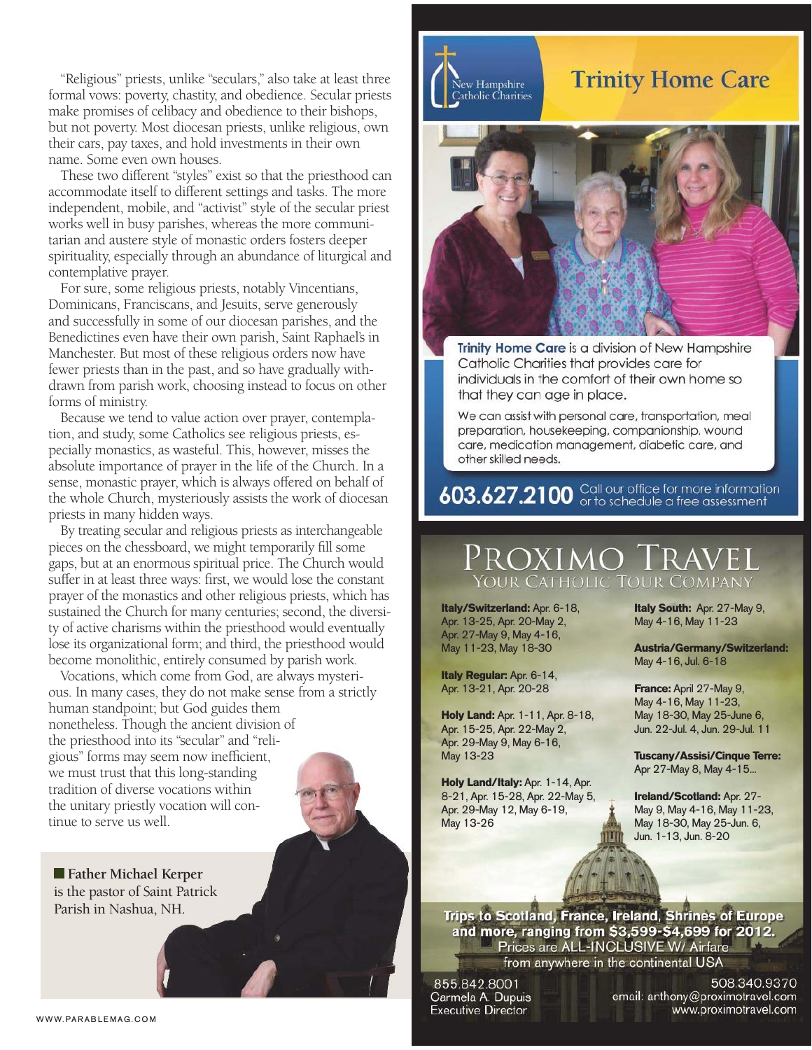"Religious" priests, unlike "seculars," also take at least three formal vows: poverty, chastity, and obedience. Secular priests make promises of celibacy and obedience to their bishops, but not poverty. Most diocesan priests, unlike religious, own their cars, pay taxes, and hold investments in their own name. Some even own houses.

These two different "styles" exist so that the priesthood can accommodate itself to different settings and tasks. The more independent, mobile, and "activist" style of the secular priest works well in busy parishes, whereas the more communitarian and austere style of monastic orders fosters deeper spirituality, especially through an abundance of liturgical and contemplative prayer.

For sure, some religious priests, notably Vincentians, Dominicans, Franciscans, and Jesuits, serve generously and successfully in some of our diocesan parishes, and the Benedictines even have their own parish, Saint Raphael's in Manchester. But most of these religious orders now have fewer priests than in the past, and so have gradually withdrawn from parish work, choosing instead to focus on other forms of ministry.

Because we tend to value action over prayer, contemplation, and study, some Catholics see religious priests, especially monastics, as wasteful. This, however, misses the absolute importance of prayer in the life of the Church. In a sense, monastic prayer, which is always offered on behalf of the whole Church, mysteriously assists the work of diocesan priests in many hidden ways.

By treating secular and religious priests as interchangeable pieces on the chessboard, we might temporarily fill some gaps, but at an enormous spiritual price. The Church would suffer in at least three ways: first, we would lose the constant prayer of the monastics and other religious priests, which has sustained the Church for many centuries; second, the diversity of active charisms within the priesthood would eventually lose its organizational form; and third, the priesthood would become monolithic, entirely consumed by parish work.

Vocations, which come from God, are always mysterious. In many cases, they do not make sense from a strictly human standpoint; but God guides them nonetheless. Though the ancient division of the priesthood into its "secular" and "religious" forms may seem now inefficient, we must trust that this long-standing tradition of diverse vocations within the unitary priestly vocation will continue to serve us well.

**Father Michael Kerper** is the pastor of Saint Patrick Parish in Nashua, NH.

New Hampshire Catholic Charities

## Trinity Home Care

**Trinity Home Care** is a division of New Hampshire Catholic Charities that provides care for individuals in the comfort of their own home so that they can age in place.

We can assist with personal care, transportation, meal preparation, housekeeping, companionship, wound care, medication management, diabetic care, and other skilled needs.

**603.627.2100** Call our office for more information or to schedule a free assessment

## PROXIMO TRAVEL

YOUR CATHOLIC TOUR COMPANY

**Italy/Switzerland:** Apr. 6-18, Apr. 13-25, Apr. 20-May 2, Apr. 27-May 9, May 4-16, May 11-23, May 18-30

**Italy Regular:** Apr. 6-14, Apr. 13-21, Apr. 20-28

**Holy Land:** Apr. 1-11, Apr. 8-18, Apr. 15-25, Apr. 22-May 2, Apr. 29-May 9, May 6-16, May 13-23

**Holy Land/Italy:** Apr. 1-14, Apr. 8-21, Apr. 15-28, Apr. 22-May 5, Apr. 29-May 12, May 6-19, May 13-26

**Italy South:** Apr. 27-May 9, May 4-16, May 11-23

**Austria/Germany/Switzerland:** May 4-16, Jul. 6-18

**France:** April 27-May 9, May 4-16, May 11-23, May 18-30, May 25-June 6, Jun. 22-Jul. 4, Jun. 29-Jul. 11

**Tuscany/Assisi/Cinque Terre:** Apr 27-May 8, May 4-15...

**Ireland/Scotland:** Apr. 27-May 9, May 4-16, May 11-23, May 18-30, May 25-Jun. 6, Jun. 1-13, Jun. 8-20

**Trips to Scotland, France, Ireland, Shrines of Europe and more, ranging from $3,599-$4,699 for 2012.**
Prices are ALL-INCLUSIVE W/ Airfare from anywhere in the continental USA

855.842.8001
Carmela A. Dupuis
Executive Director

508.340.9370
email: anthony@proximotravel.com
www.proximotravel.com